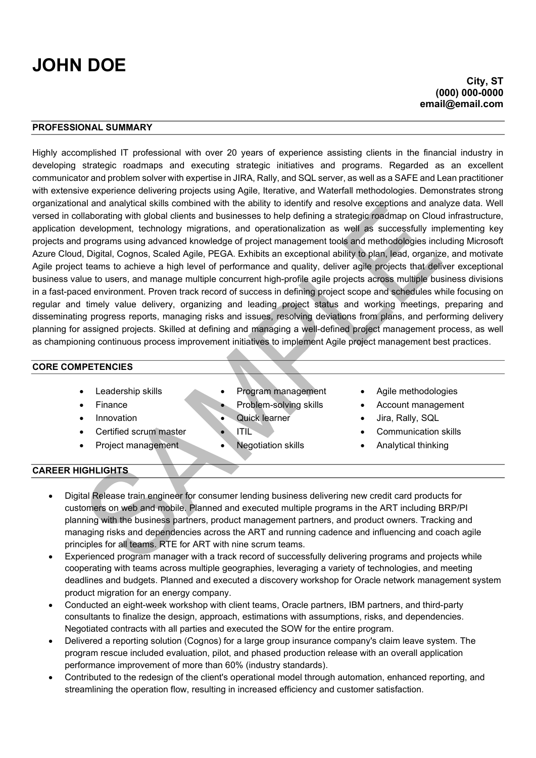# JOHN DOE

**City, ST**
**(000) 000-0000**
**email@email.com**

## PROFESSIONAL SUMMARY

Highly accomplished IT professional with over 20 years of experience assisting clients in the financial industry in developing strategic roadmaps and executing strategic initiatives and programs. Regarded as an excellent communicator and problem solver with expertise in JIRA, Rally, and SQL server, as well as a SAFE and Lean practitioner with extensive experience delivering projects using Agile, Iterative, and Waterfall methodologies. Demonstrates strong organizational and analytical skills combined with the ability to identify and resolve exceptions and analyze data. Well versed in collaborating with global clients and businesses to help defining a strategic roadmap on Cloud infrastructure, application development, technology migrations, and operationalization as well as successfully implementing key projects and programs using advanced knowledge of project management tools and methodologies including Microsoft Azure Cloud, Digital, Cognos, Scaled Agile, PEGA. Exhibits an exceptional ability to plan, lead, organize, and motivate Agile project teams to achieve a high level of performance and quality, deliver agile projects that deliver exceptional business value to users, and manage multiple concurrent high-profile agile projects across multiple business divisions in a fast-paced environment. Proven track record of success in defining project scope and schedules while focusing on regular and timely value delivery, organizing and leading project status and working meetings, preparing and disseminating progress reports, managing risks and issues, resolving deviations from plans, and performing delivery planning for assigned projects. Skilled at defining and managing a well-defined project management process, as well as championing continuous process improvement initiatives to implement Agile project management best practices.

## CORE COMPETENCIES

- Leadership skills
- Finance
- Innovation
- Certified scrum master
- Project management
- Program management
- Problem-solving skills
- Quick learner
- ITIL
- Negotiation skills
- Agile methodologies
- Account management
- Jira, Rally, SQL
- Communication skills
- Analytical thinking

## CAREER HIGHLIGHTS

- Digital Release train engineer for consumer lending business delivering new credit card products for customers on web and mobile. Planned and executed multiple programs in the ART including BRP/PI planning with the business partners, product management partners, and product owners. Tracking and managing risks and dependencies across the ART and running cadence and influencing and coach agile principles for all teams. RTE for ART with nine scrum teams.
- Experienced program manager with a track record of successfully delivering programs and projects while cooperating with teams across multiple geographies, leveraging a variety of technologies, and meeting deadlines and budgets. Planned and executed a discovery workshop for Oracle network management system product migration for an energy company.
- Conducted an eight-week workshop with client teams, Oracle partners, IBM partners, and third-party consultants to finalize the design, approach, estimations with assumptions, risks, and dependencies. Negotiated contracts with all parties and executed the SOW for the entire program.
- Delivered a reporting solution (Cognos) for a large group insurance company's claim leave system. The program rescue included evaluation, pilot, and phased production release with an overall application performance improvement of more than 60% (industry standards).
- Contributed to the redesign of the client's operational model through automation, enhanced reporting, and streamlining the operation flow, resulting in increased efficiency and customer satisfaction.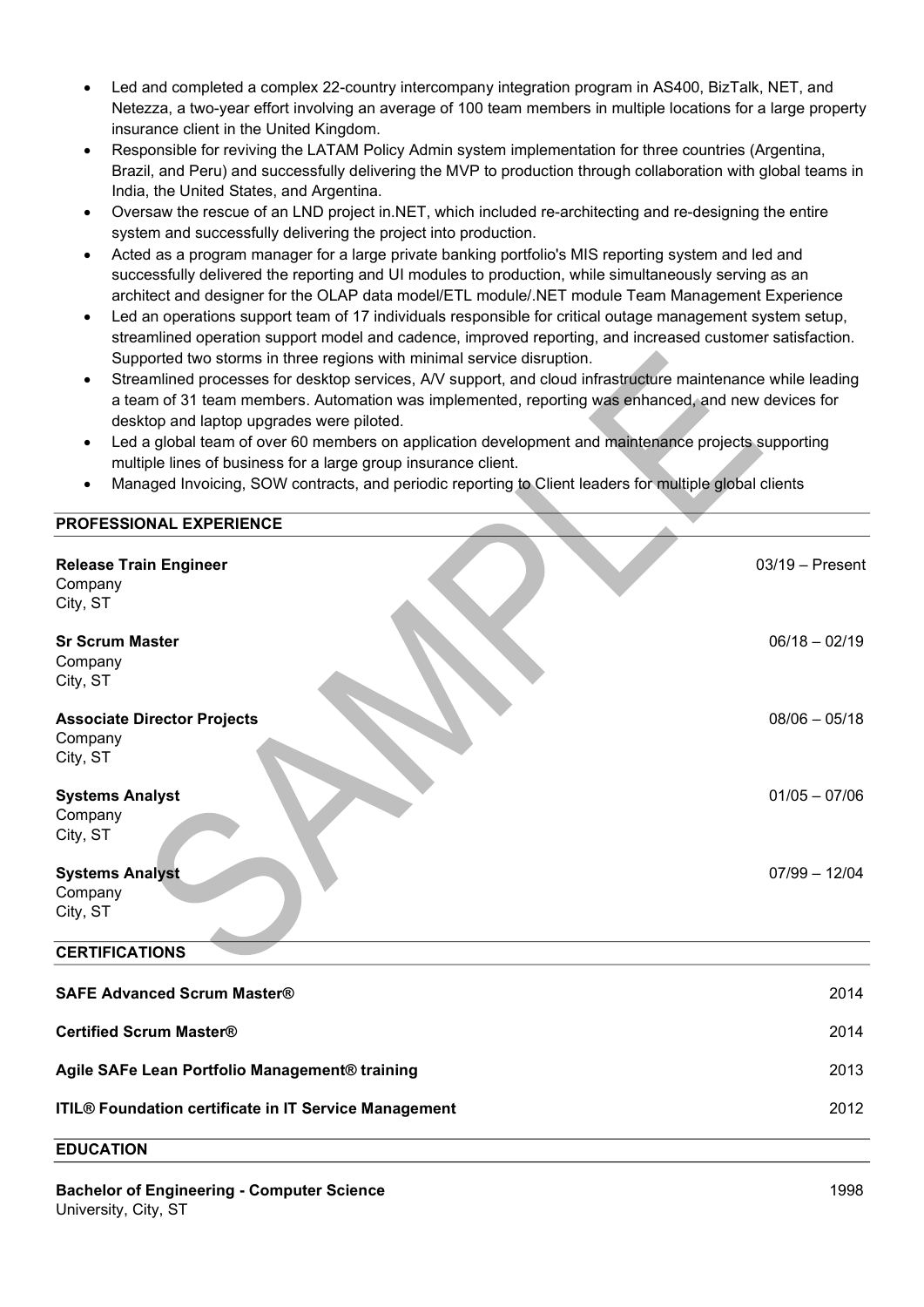- Led and completed a complex 22-country intercompany integration program in AS400, BizTalk, NET, and Netezza, a two-year effort involving an average of 100 team members in multiple locations for a large property insurance client in the United Kingdom.
- Responsible for reviving the LATAM Policy Admin system implementation for three countries (Argentina, Brazil, and Peru) and successfully delivering the MVP to production through collaboration with global teams in India, the United States, and Argentina.
- Oversaw the rescue of an LND project in.NET, which included re-architecting and re-designing the entire system and successfully delivering the project into production.
- Acted as a program manager for a large private banking portfolio's MIS reporting system and led and successfully delivered the reporting and UI modules to production, while simultaneously serving as an architect and designer for the OLAP data model/ETL module/.NET module Team Management Experience
- Led an operations support team of 17 individuals responsible for critical outage management system setup, streamlined operation support model and cadence, improved reporting, and increased customer satisfaction. Supported two storms in three regions with minimal service disruption.
- Streamlined processes for desktop services, A/V support, and cloud infrastructure maintenance while leading a team of 31 team members. Automation was implemented, reporting was enhanced, and new devices for desktop and laptop upgrades were piloted.
- Led a global team of over 60 members on application development and maintenance projects supporting multiple lines of business for a large group insurance client.
- Managed Invoicing, SOW contracts, and periodic reporting to Client leaders for multiple global clients

## PROFESSIONAL EXPERIENCE

**Release Train Engineer** 03/19 – Present
Company
City, ST

**Sr Scrum Master** 06/18 – 02/19
Company
City, ST

**Associate Director Projects** 08/06 – 05/18
Company
City, ST

**Systems Analyst** 01/05 – 07/06
Company
City, ST

**Systems Analyst** 07/99 – 12/04
Company
City, ST

## CERTIFICATIONS

**SAFE Advanced Scrum Master®** 2014

**Certified Scrum Master®** 2014

**Agile SAFe Lean Portfolio Management® training** 2013

**ITIL® Foundation certificate in IT Service Management** 2012

## EDUCATION

**Bachelor of Engineering - Computer Science** 1998
University, City, ST